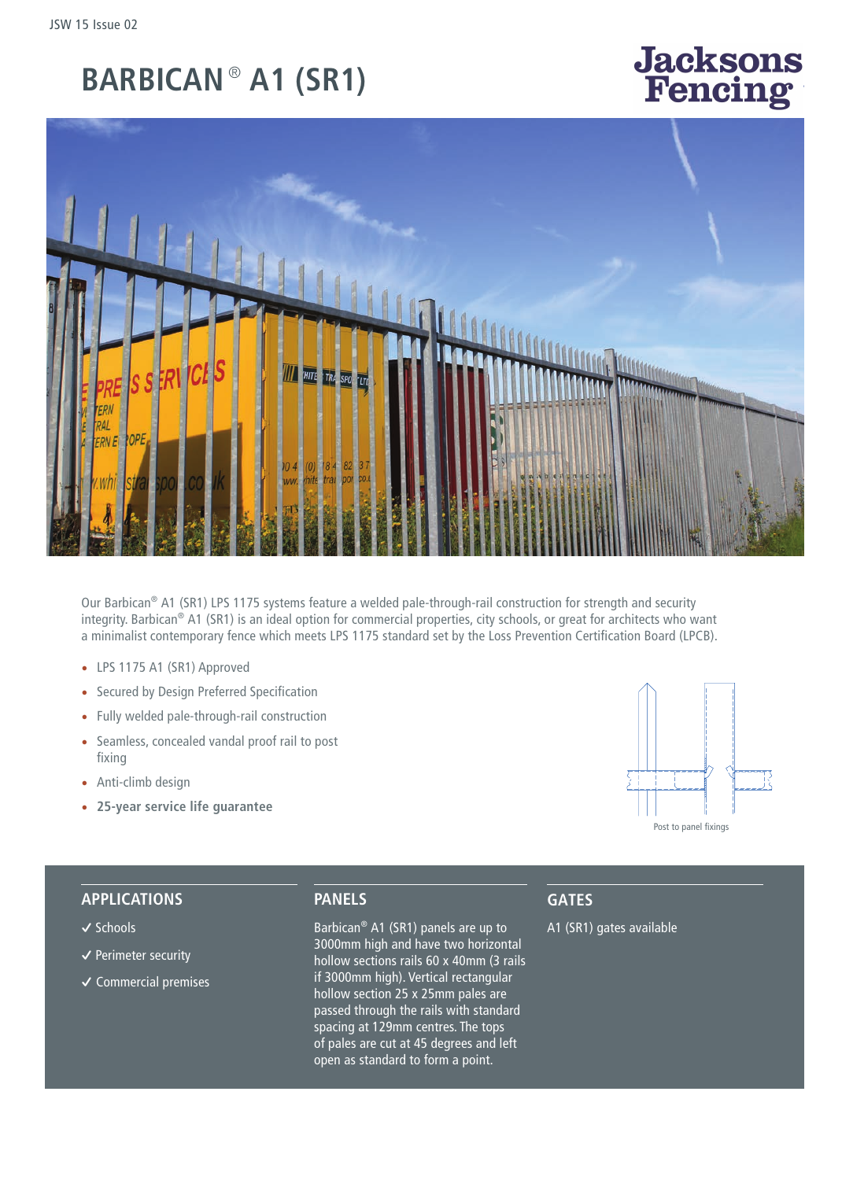# BARBICAN® A1 (SR1)

Jacksons Fencing

Our Barbican® A1 (SR1) LPS 1175 systems feature a welded pale-through-rail construction for strength and security integrity. Barbican® A1 (SR1) is an ideal option for commercial properties, city schools, or great for architects who want a minimalist contemporary fence which meets LPS 1175 standard set by the Loss Prevention Certification Board (LPCB).

- LPS 1175 A1 (SR1) Approved
- Secured by Design Preferred Specification
- Fully welded pale-through-rail construction
- Seamless, concealed vandal proof rail to post fixing
- Anti-climb design
- **25-year service life guarantee**

Post to panel fixings

## APPLICATIONS

✓ Schools

✓ Perimeter security

✓ Commercial premises

## PANELS

Barbican® A1 (SR1) panels are up to 3000mm high and have two horizontal hollow sections rails 60 x 40mm (3 rails if 3000mm high). Vertical rectangular hollow section 25 x 25mm pales are passed through the rails with standard spacing at 129mm centres. The tops of pales are cut at 45 degrees and left open as standard to form a point.

## GATES

A1 (SR1) gates available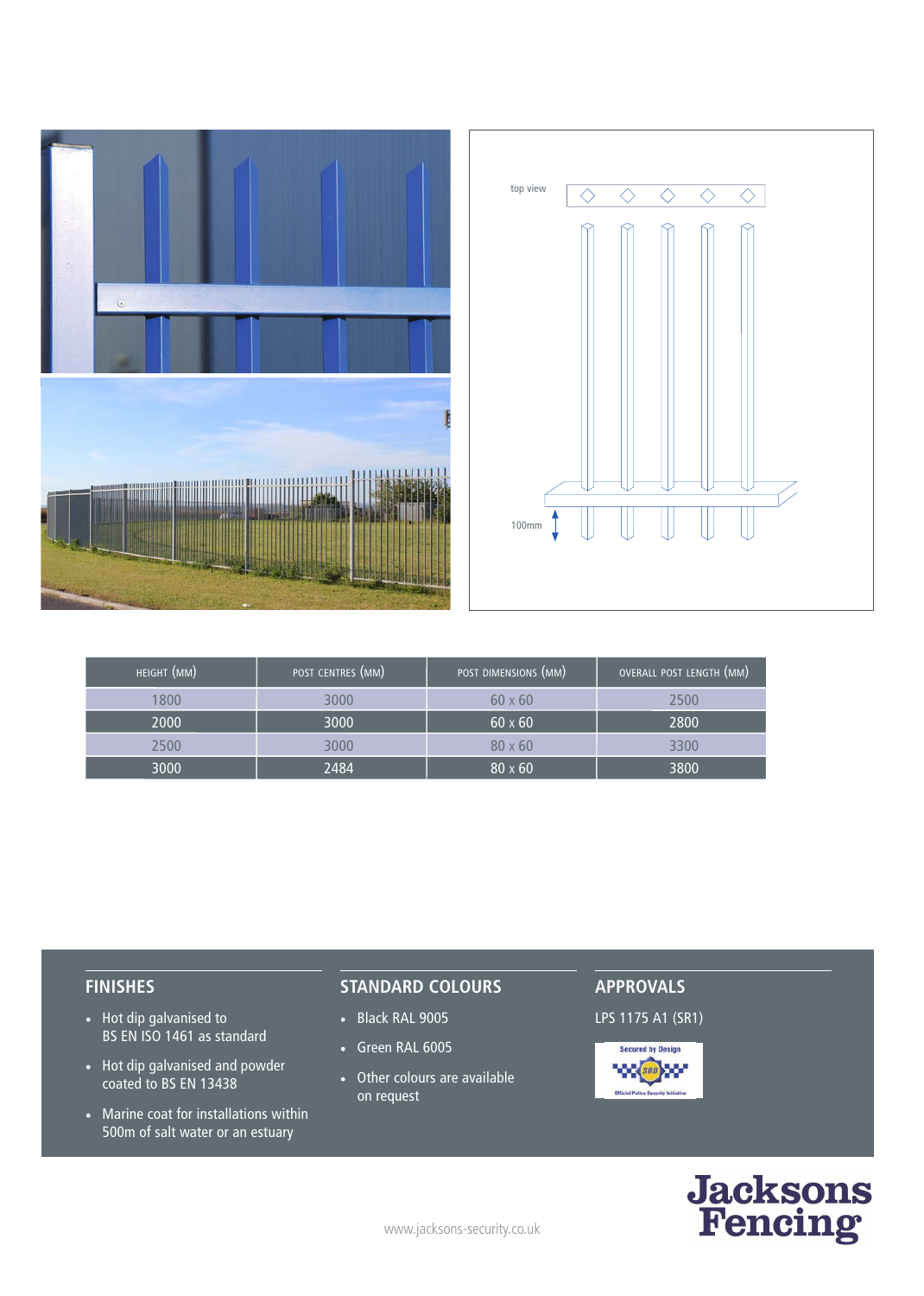top view

100mm

| HEIGHT (MM) | POST CENTRES (MM) | POST DIMENSIONS (MM) | OVERALL POST LENGTH (MM) |
|---|---|---|---|
| 1800 | 3000 | 60 x 60 | 2500 |
| 2000 | 3000 | 60 x 60 | 2800 |
| 2500 | 3000 | 80 x 60 | 3300 |
| 3000 | 2484 | 80 x 60 | 3800 |

## FINISHES

- Hot dip galvanised to BS EN ISO 1461 as standard
- Hot dip galvanised and powder coated to BS EN 13438
- Marine coat for installations within 500m of salt water or an estuary

## STANDARD COLOURS

- Black RAL 9005
- Green RAL 6005
- Other colours are available on request

## APPROVALS

LPS 1175 A1 (SR1)

Secured by Design

Official Police Security Initiative

www.jacksons-security.co.uk

Jacksons Fencing